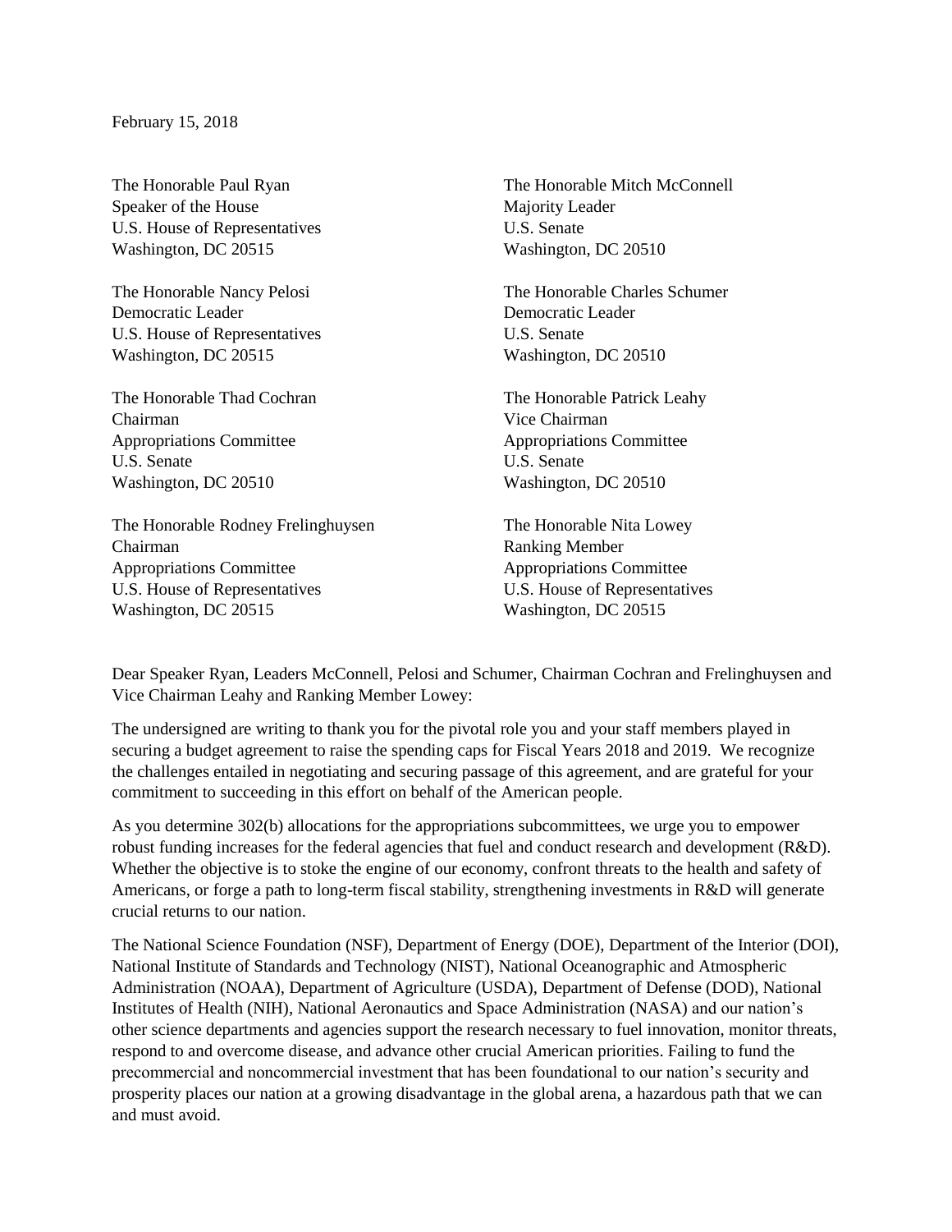February 15, 2018

The Honorable Paul Ryan
Speaker of the House
U.S. House of Representatives
Washington, DC 20515

The Honorable Mitch McConnell
Majority Leader
U.S. Senate
Washington, DC 20510

The Honorable Nancy Pelosi
Democratic Leader
U.S. House of Representatives
Washington, DC 20515

The Honorable Charles Schumer
Democratic Leader
U.S. Senate
Washington, DC 20510

The Honorable Thad Cochran
Chairman
Appropriations Committee
U.S. Senate
Washington, DC 20510

The Honorable Patrick Leahy
Vice Chairman
Appropriations Committee
U.S. Senate
Washington, DC 20510

The Honorable Rodney Frelinghuysen
Chairman
Appropriations Committee
U.S. House of Representatives
Washington, DC 20515

The Honorable Nita Lowey
Ranking Member
Appropriations Committee
U.S. House of Representatives
Washington, DC 20515

Dear Speaker Ryan, Leaders McConnell, Pelosi and Schumer, Chairman Cochran and Frelinghuysen and Vice Chairman Leahy and Ranking Member Lowey:

The undersigned are writing to thank you for the pivotal role you and your staff members played in securing a budget agreement to raise the spending caps for Fiscal Years 2018 and 2019. We recognize the challenges entailed in negotiating and securing passage of this agreement, and are grateful for your commitment to succeeding in this effort on behalf of the American people.

As you determine 302(b) allocations for the appropriations subcommittees, we urge you to empower robust funding increases for the federal agencies that fuel and conduct research and development (R&D). Whether the objective is to stoke the engine of our economy, confront threats to the health and safety of Americans, or forge a path to long-term fiscal stability, strengthening investments in R&D will generate crucial returns to our nation.

The National Science Foundation (NSF), Department of Energy (DOE), Department of the Interior (DOI), National Institute of Standards and Technology (NIST), National Oceanographic and Atmospheric Administration (NOAA), Department of Agriculture (USDA), Department of Defense (DOD), National Institutes of Health (NIH), National Aeronautics and Space Administration (NASA) and our nation's other science departments and agencies support the research necessary to fuel innovation, monitor threats, respond to and overcome disease, and advance other crucial American priorities. Failing to fund the precommercial and noncommercial investment that has been foundational to our nation's security and prosperity places our nation at a growing disadvantage in the global arena, a hazardous path that we can and must avoid.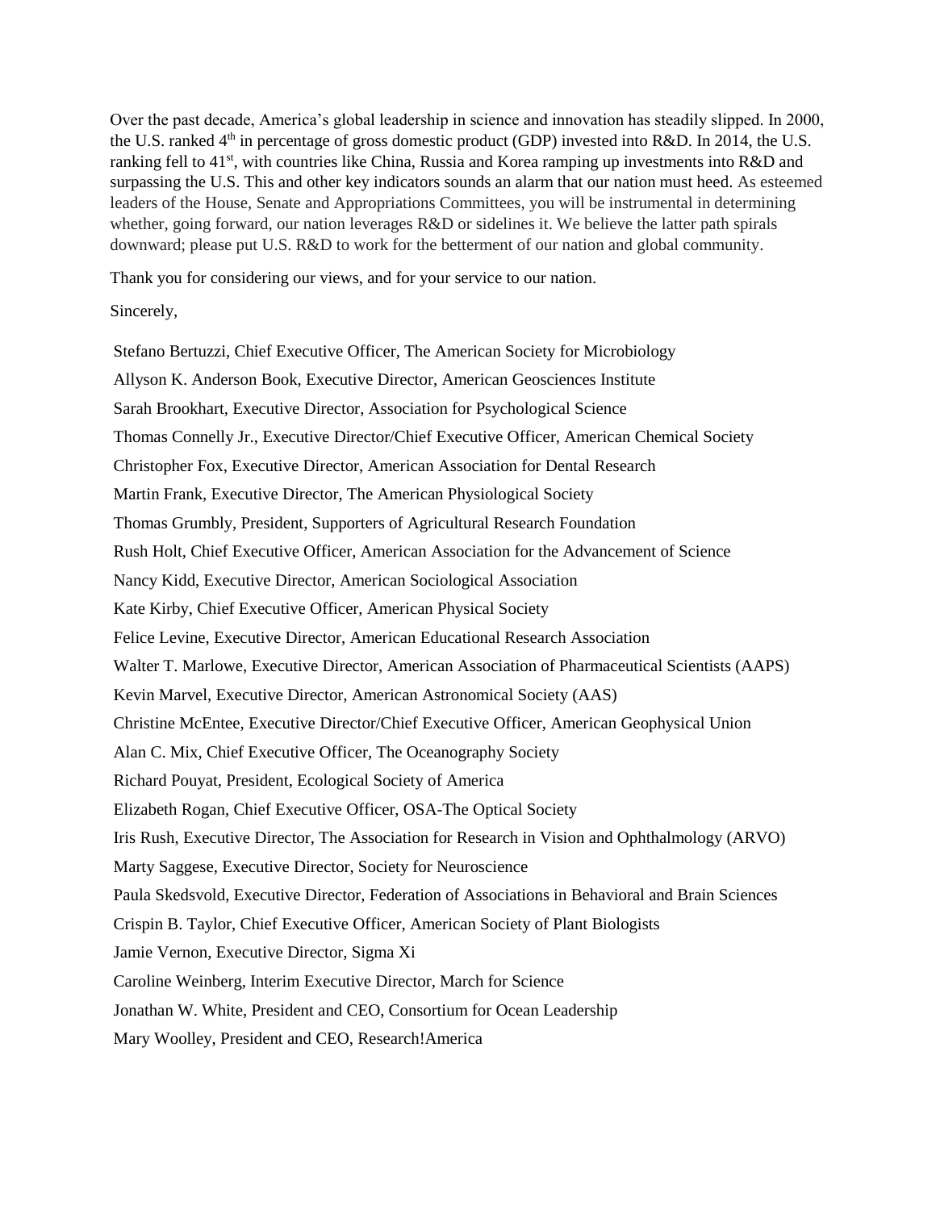Over the past decade, America's global leadership in science and innovation has steadily slipped. In 2000, the U.S. ranked 4th in percentage of gross domestic product (GDP) invested into R&D. In 2014, the U.S. ranking fell to 41st, with countries like China, Russia and Korea ramping up investments into R&D and surpassing the U.S. This and other key indicators sounds an alarm that our nation must heed. As esteemed leaders of the House, Senate and Appropriations Committees, you will be instrumental in determining whether, going forward, our nation leverages R&D or sidelines it. We believe the latter path spirals downward; please put U.S. R&D to work for the betterment of our nation and global community.

Thank you for considering our views, and for your service to our nation.

Sincerely,

Stefano Bertuzzi, Chief Executive Officer, The American Society for Microbiology

Allyson K. Anderson Book, Executive Director, American Geosciences Institute

Sarah Brookhart, Executive Director, Association for Psychological Science

Thomas Connelly Jr., Executive Director/Chief Executive Officer, American Chemical Society

Christopher Fox, Executive Director, American Association for Dental Research

Martin Frank, Executive Director, The American Physiological Society

Thomas Grumbly, President, Supporters of Agricultural Research Foundation

Rush Holt, Chief Executive Officer, American Association for the Advancement of Science

Nancy Kidd, Executive Director, American Sociological Association

Kate Kirby, Chief Executive Officer, American Physical Society

Felice Levine, Executive Director, American Educational Research Association

Walter T. Marlowe, Executive Director, American Association of Pharmaceutical Scientists (AAPS)

Kevin Marvel, Executive Director, American Astronomical Society (AAS)

Christine McEntee, Executive Director/Chief Executive Officer, American Geophysical Union

Alan C. Mix, Chief Executive Officer, The Oceanography Society

Richard Pouyat, President, Ecological Society of America

Elizabeth Rogan, Chief Executive Officer, OSA-The Optical Society

Iris Rush, Executive Director, The Association for Research in Vision and Ophthalmology (ARVO)

Marty Saggese, Executive Director, Society for Neuroscience

Paula Skedsvold, Executive Director, Federation of Associations in Behavioral and Brain Sciences

Crispin B. Taylor, Chief Executive Officer, American Society of Plant Biologists

Jamie Vernon, Executive Director, Sigma Xi

Caroline Weinberg, Interim Executive Director, March for Science

Jonathan W. White, President and CEO, Consortium for Ocean Leadership

Mary Woolley, President and CEO, Research!America